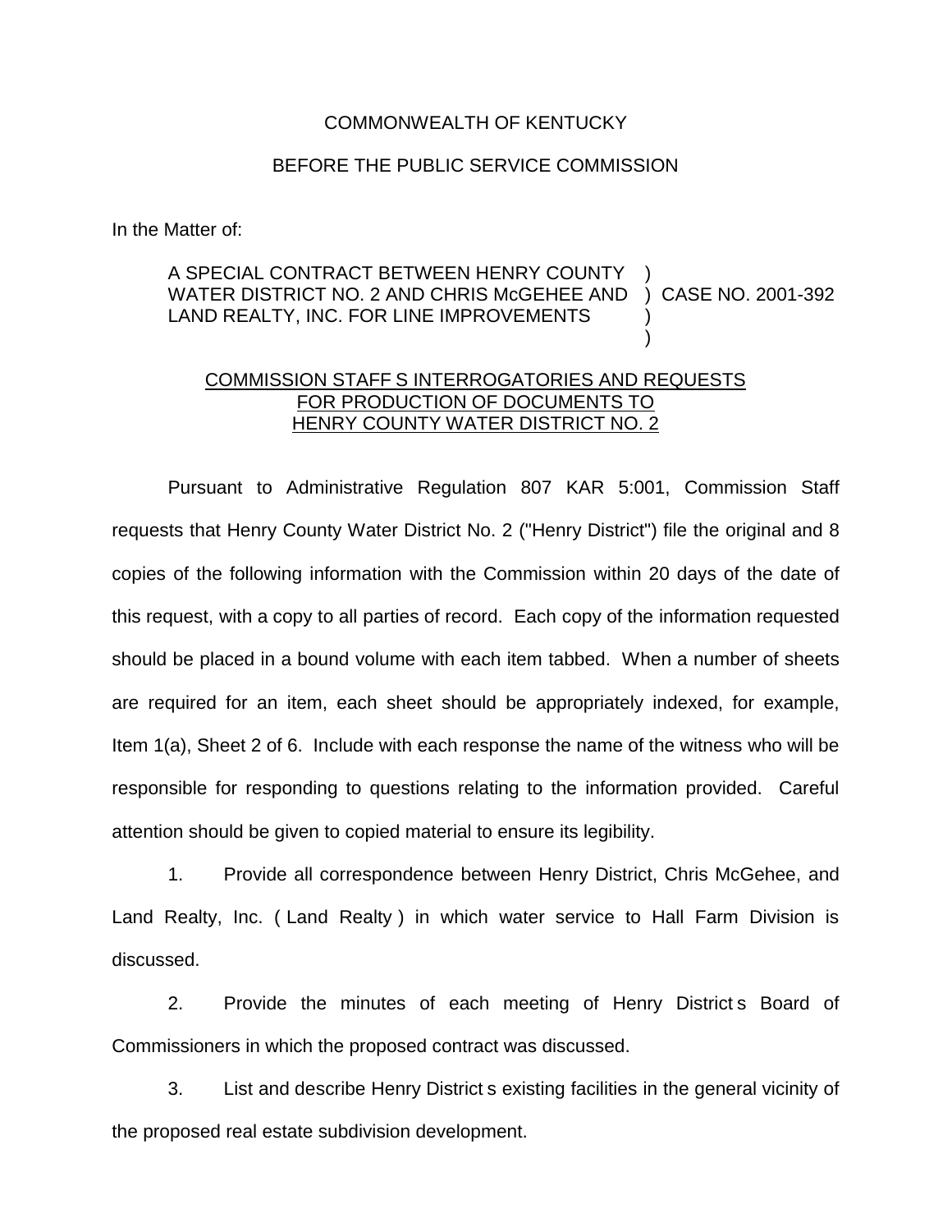COMMONWEALTH OF KENTUCKY

BEFORE THE PUBLIC SERVICE COMMISSION

In the Matter of:

A SPECIAL CONTRACT BETWEEN HENRY COUNTY WATER DISTRICT NO. 2 AND CHRIS McGEHEE AND LAND REALTY, INC. FOR LINE IMPROVEMENTS ) CASE NO. 2001-392

COMMISSION STAFF S INTERROGATORIES AND REQUESTS FOR PRODUCTION OF DOCUMENTS TO HENRY COUNTY WATER DISTRICT NO. 2

Pursuant to Administrative Regulation 807 KAR 5:001, Commission Staff requests that Henry County Water District No. 2 ("Henry District") file the original and 8 copies of the following information with the Commission within 20 days of the date of this request, with a copy to all parties of record. Each copy of the information requested should be placed in a bound volume with each item tabbed. When a number of sheets are required for an item, each sheet should be appropriately indexed, for example, Item 1(a), Sheet 2 of 6. Include with each response the name of the witness who will be responsible for responding to questions relating to the information provided. Careful attention should be given to copied material to ensure its legibility.

1. Provide all correspondence between Henry District, Chris McGehee, and Land Realty, Inc. ( Land Realty ) in which water service to Hall Farm Division is discussed.

2. Provide the minutes of each meeting of Henry District s Board of Commissioners in which the proposed contract was discussed.

3. List and describe Henry District s existing facilities in the general vicinity of the proposed real estate subdivision development.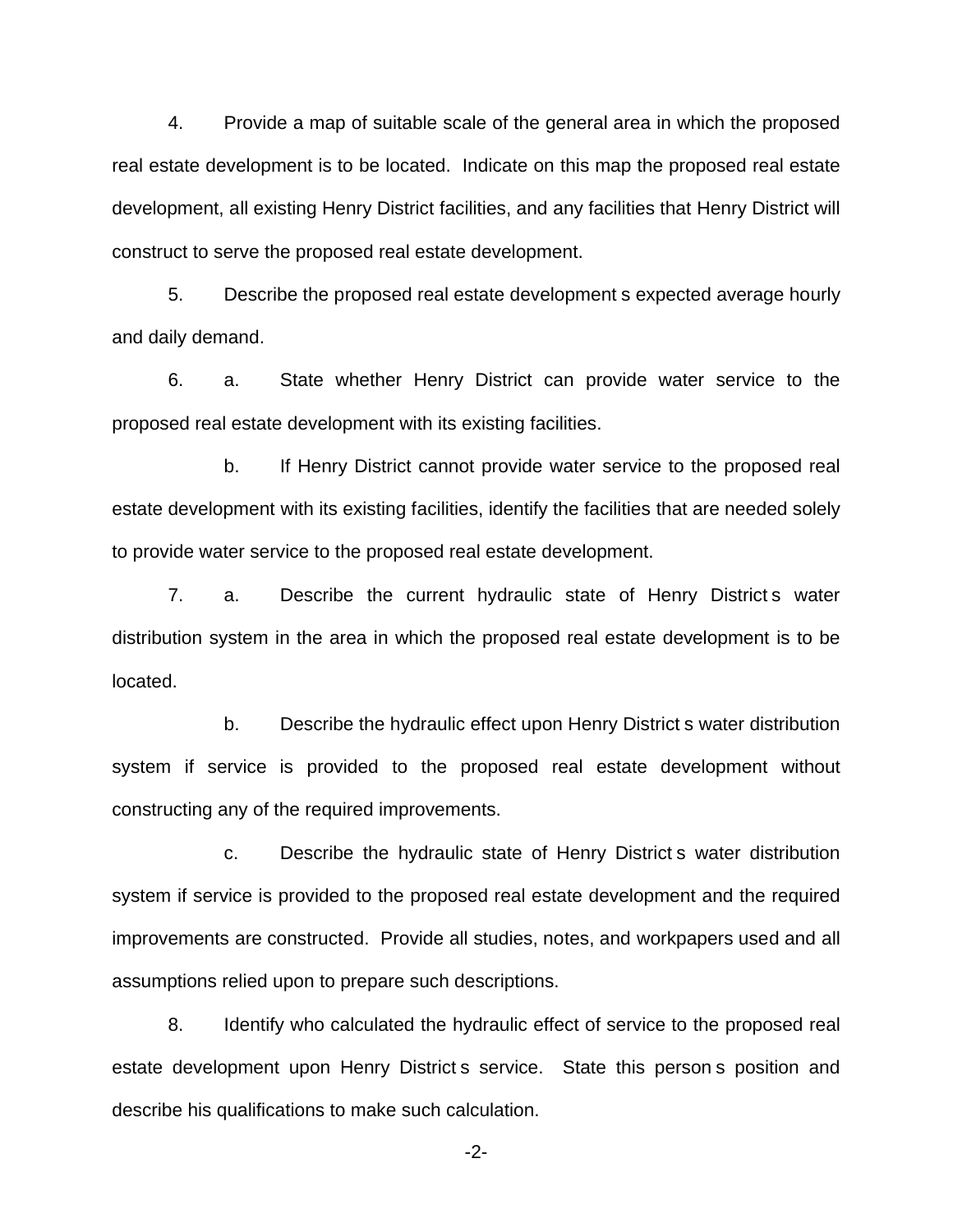4. Provide a map of suitable scale of the general area in which the proposed real estate development is to be located. Indicate on this map the proposed real estate development, all existing Henry District facilities, and any facilities that Henry District will construct to serve the proposed real estate development.

5. Describe the proposed real estate development s expected average hourly and daily demand.

6. a. State whether Henry District can provide water service to the proposed real estate development with its existing facilities.

   b. If Henry District cannot provide water service to the proposed real estate development with its existing facilities, identify the facilities that are needed solely to provide water service to the proposed real estate development.

7. a. Describe the current hydraulic state of Henry District s water distribution system in the area in which the proposed real estate development is to be located.

   b. Describe the hydraulic effect upon Henry District s water distribution system if service is provided to the proposed real estate development without constructing any of the required improvements.

   c. Describe the hydraulic state of Henry District s water distribution system if service is provided to the proposed real estate development and the required improvements are constructed. Provide all studies, notes, and workpapers used and all assumptions relied upon to prepare such descriptions.

8. Identify who calculated the hydraulic effect of service to the proposed real estate development upon Henry District s service. State this person s position and describe his qualifications to make such calculation.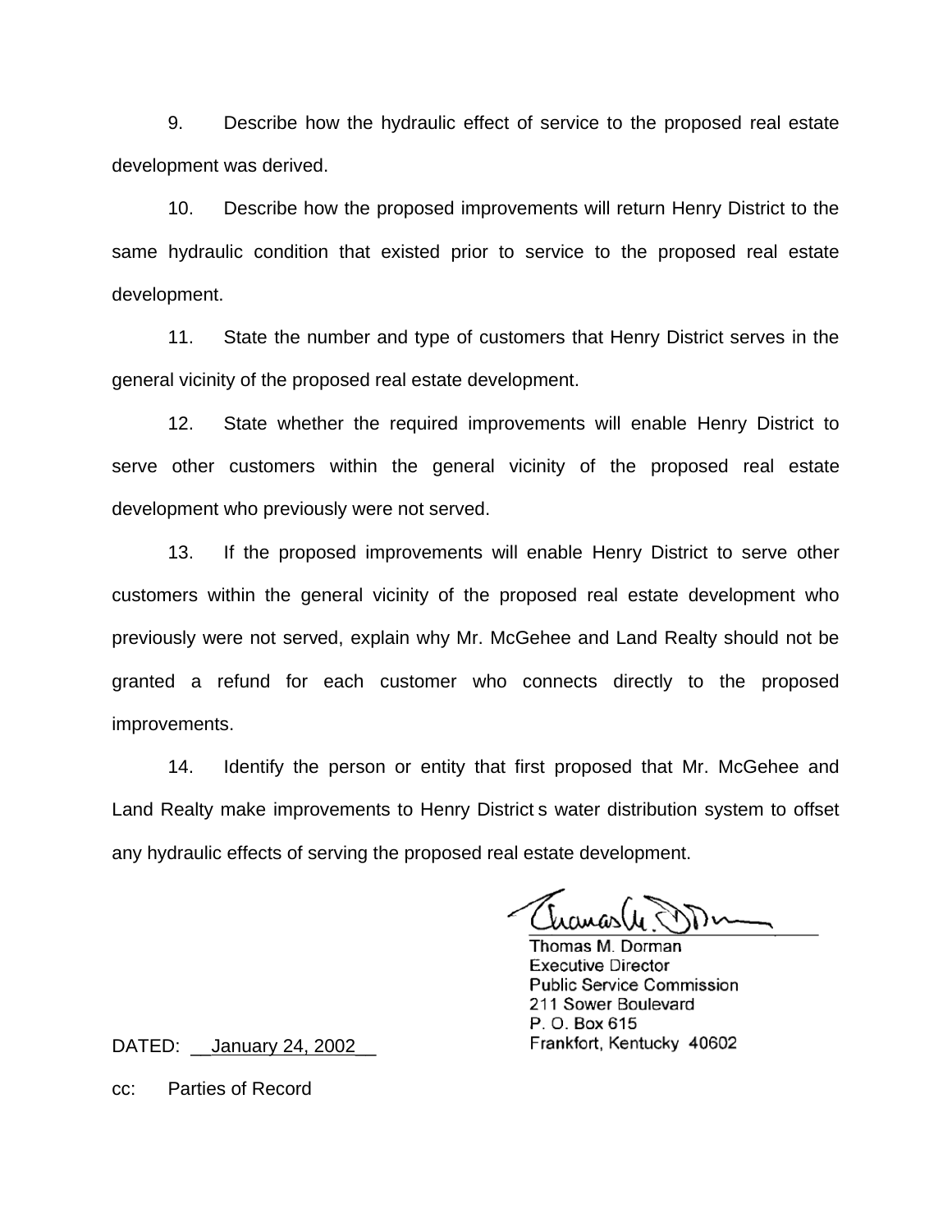9. Describe how the hydraulic effect of service to the proposed real estate development was derived.

10. Describe how the proposed improvements will return Henry District to the same hydraulic condition that existed prior to service to the proposed real estate development.

11. State the number and type of customers that Henry District serves in the general vicinity of the proposed real estate development.

12. State whether the required improvements will enable Henry District to serve other customers within the general vicinity of the proposed real estate development who previously were not served.

13. If the proposed improvements will enable Henry District to serve other customers within the general vicinity of the proposed real estate development who previously were not served, explain why Mr. McGehee and Land Realty should not be granted a refund for each customer who connects directly to the proposed improvements.

14. Identify the person or entity that first proposed that Mr. McGehee and Land Realty make improvements to Henry District s water distribution system to offset any hydraulic effects of serving the proposed real estate development.

Thomas M. Dorman
Executive Director
Public Service Commission
211 Sower Boulevard
P. O. Box 615
Frankfort, Kentucky 40602

DATED: January 24, 2002

cc: Parties of Record